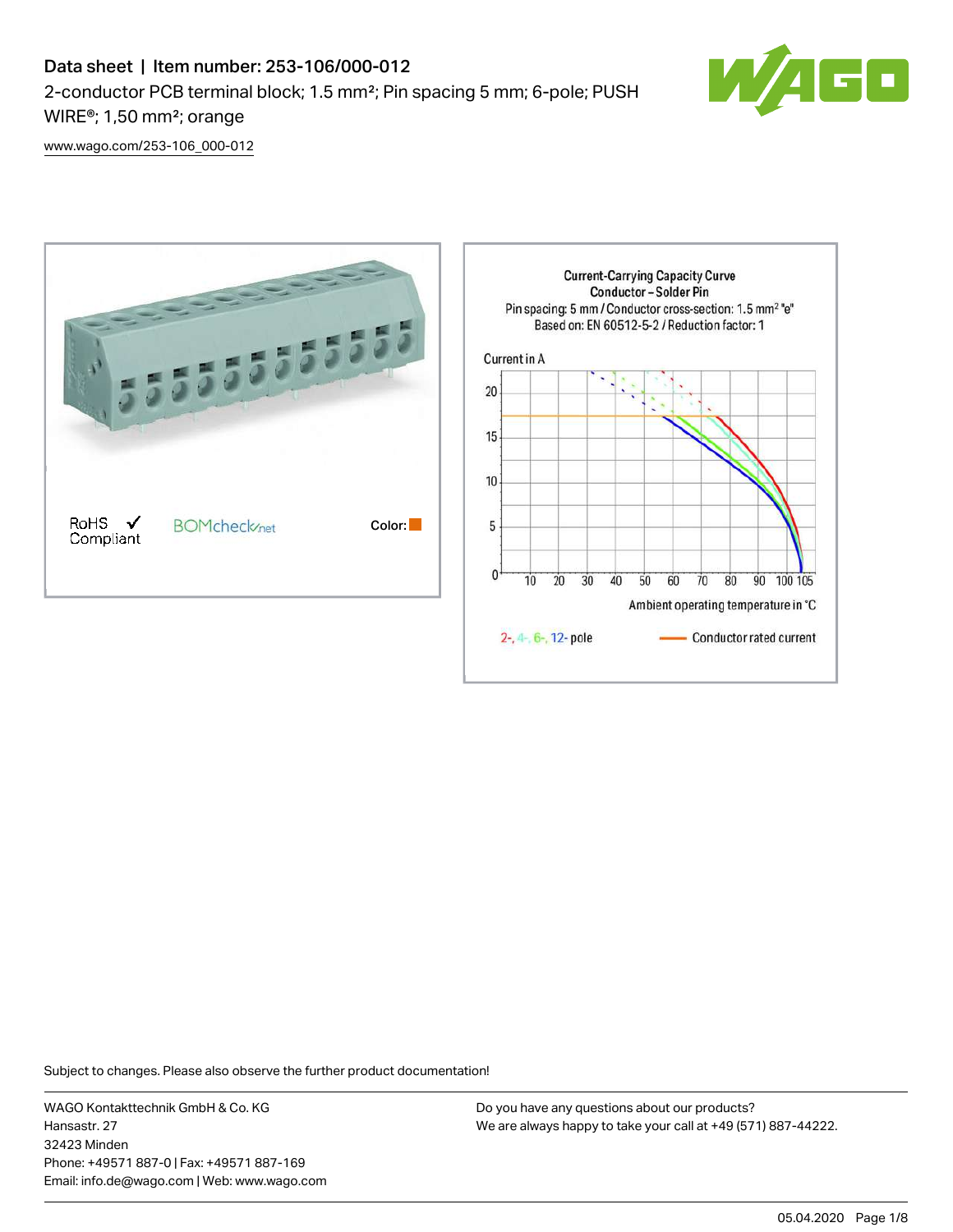# Data sheet | Item number: 253-106/000-012

2-conductor PCB terminal block; 1.5 mm²; Pin spacing 5 mm; 6-pole; PUSH WIRE®; 1,50 mm²; orange

www.wago.com/253-106_000-012

RoHS Compliant

BOMcheck.net

Color:

**Current-Carrying Capacity Curve**
**Conductor – Solder Pin**
Pin spacing: 5 mm / Conductor cross-section: 1.5 mm² "e"
Based on: EN 60512-5-2 / Reduction factor: 1

Current in A

Ambient operating temperature in °C

2-, 4-, 6-, 12- pole

Conductor rated current

Subject to changes. Please also observe the further product documentation!

WAGO Kontakttechnik GmbH & Co. KG
Hansastr. 27
32423 Minden
Phone: +49571 887-0 | Fax: +49571 887-169
Email: info.de@wago.com | Web: www.wago.com

Do you have any questions about our products?
We are always happy to take your call at +49 (571) 887-44222.

05.04.2020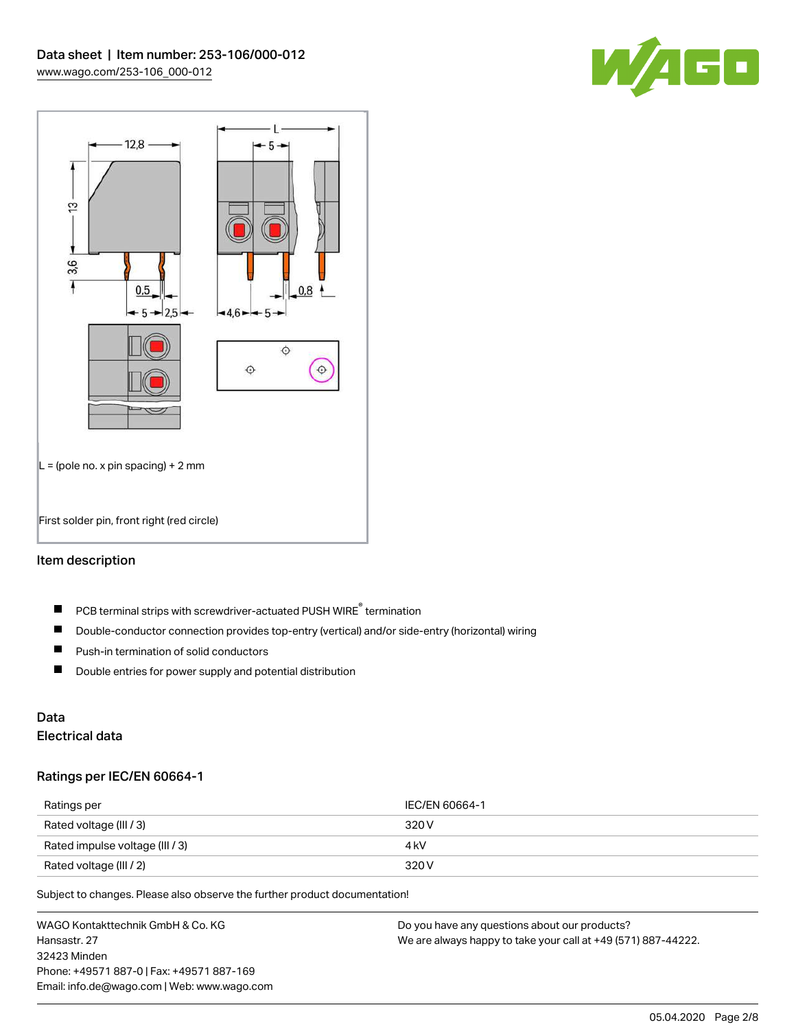L = (pole no. x pin spacing) + 2 mm

First solder pin, front right (red circle)

## Item description

- PCB terminal strips with screwdriver-actuated PUSH WIRE® termination
- Double-conductor connection provides top-entry (vertical) and/or side-entry (horizontal) wiring
- Push-in termination of solid conductors
- Double entries for power supply and potential distribution

## Data

### Electrical data

### Ratings per IEC/EN 60664-1

| Ratings per | IEC/EN 60664-1 |
| --- | --- |
| Rated voltage (III / 3) | 320 V |
| Rated impulse voltage (III / 3) | 4 kV |
| Rated voltage (III / 2) | 320 V |

Subject to changes. Please also observe the further product documentation!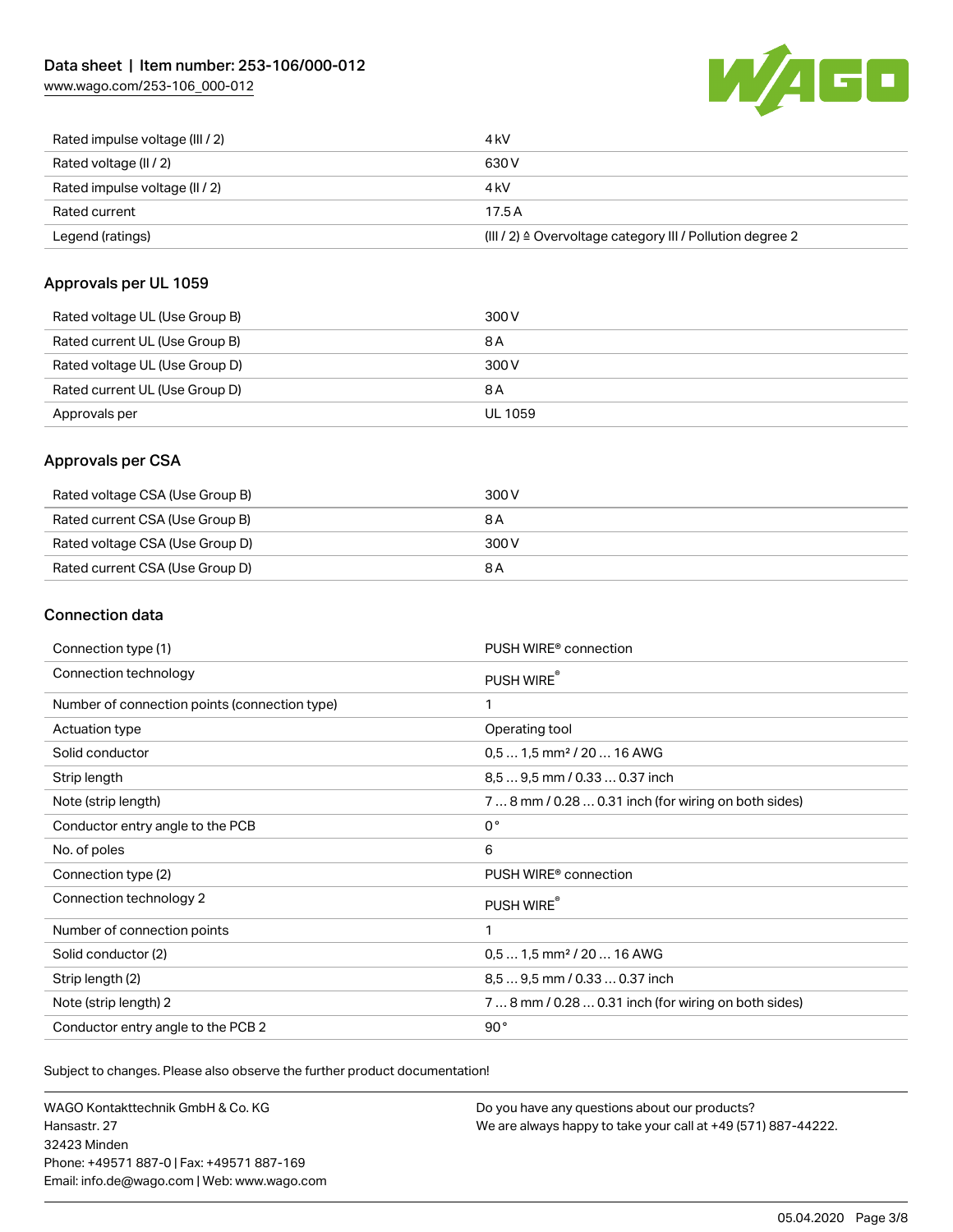| | |
|---|---|
| Rated impulse voltage (III / 2) | 4 kV |
| Rated voltage (II / 2) | 630 V |
| Rated impulse voltage (II / 2) | 4 kV |
| Rated current | 17.5 A |
| Legend (ratings) | (III / 2) ≙ Overvoltage category III / Pollution degree 2 |

## Approvals per UL 1059

| | |
|---|---|
| Rated voltage UL (Use Group B) | 300 V |
| Rated current UL (Use Group B) | 8 A |
| Rated voltage UL (Use Group D) | 300 V |
| Rated current UL (Use Group D) | 8 A |
| Approvals per | UL 1059 |

## Approvals per CSA

| | |
|---|---|
| Rated voltage CSA (Use Group B) | 300 V |
| Rated current CSA (Use Group B) | 8 A |
| Rated voltage CSA (Use Group D) | 300 V |
| Rated current CSA (Use Group D) | 8 A |

## Connection data

| | |
|---|---|
| Connection type (1) | PUSH WIRE® connection |
| Connection technology | PUSH WIRE® |
| Number of connection points (connection type) | 1 |
| Actuation type | Operating tool |
| Solid conductor | 0,5 … 1,5 mm² / 20 … 16 AWG |
| Strip length | 8,5 … 9,5 mm / 0.33 … 0.37 inch |
| Note (strip length) | 7 … 8 mm / 0.28 … 0.31 inch (for wiring on both sides) |
| Conductor entry angle to the PCB | 0 ° |
| No. of poles | 6 |
| Connection type (2) | PUSH WIRE® connection |
| Connection technology 2 | PUSH WIRE® |
| Number of connection points | 1 |
| Solid conductor (2) | 0,5 … 1,5 mm² / 20 … 16 AWG |
| Strip length (2) | 8,5 … 9,5 mm / 0.33 … 0.37 inch |
| Note (strip length) 2 | 7 … 8 mm / 0.28 … 0.31 inch (for wiring on both sides) |
| Conductor entry angle to the PCB 2 | 90 ° |

Subject to changes. Please also observe the further product documentation!

WAGO Kontakttechnik GmbH & Co. KG
Hansastr. 27
32423 Minden
Phone: +49571 887-0 | Fax: +49571 887-169
Email: info.de@wago.com | Web: www.wago.com

Do you have any questions about our products?
We are always happy to take your call at +49 (571) 887-44222.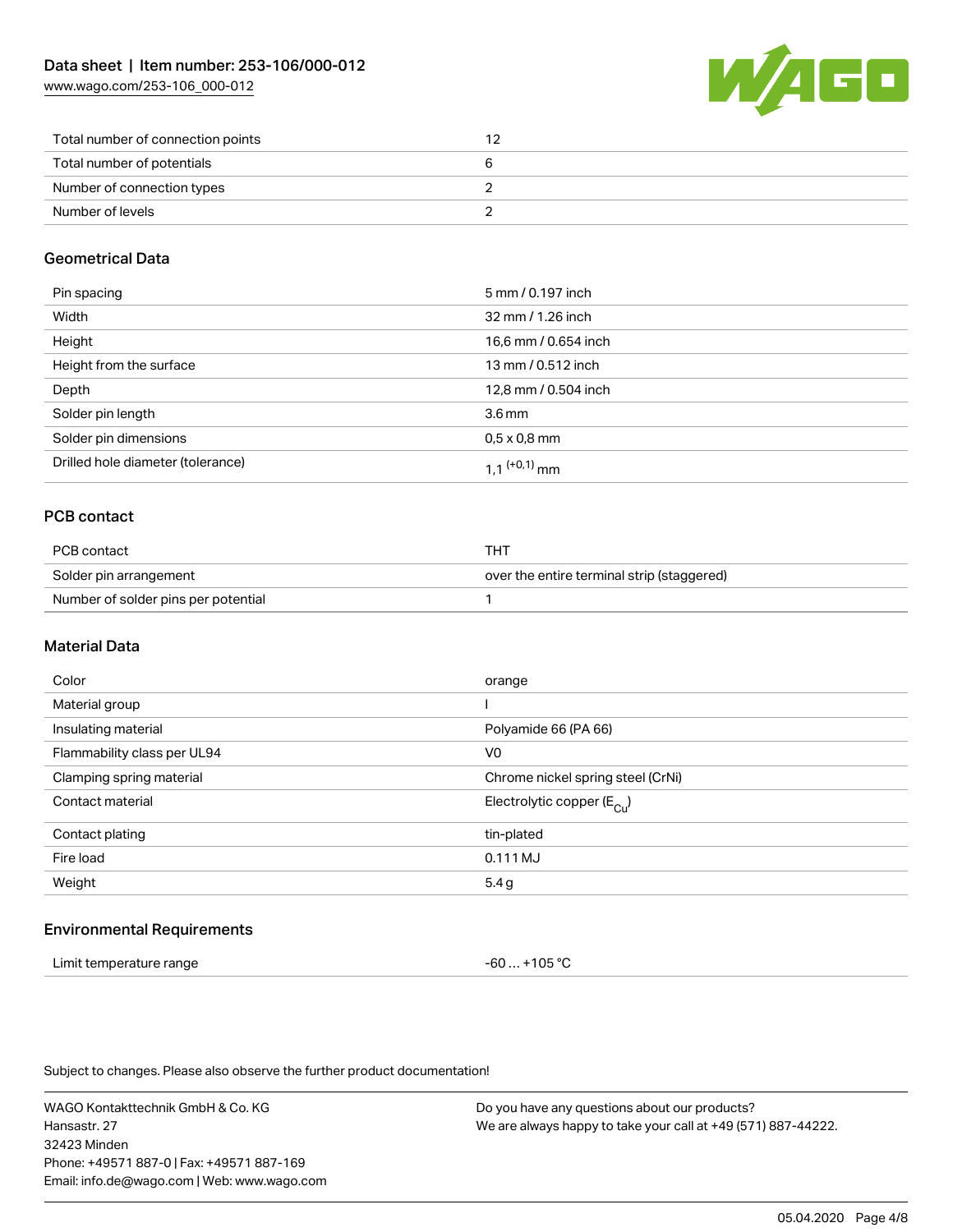| | |
|---|---|
| Total number of connection points | 12 |
| Total number of potentials | 6 |
| Number of connection types | 2 |
| Number of levels | 2 |

## Geometrical Data

| | |
|---|---|
| Pin spacing | 5 mm / 0.197 inch |
| Width | 32 mm / 1.26 inch |
| Height | 16,6 mm / 0.654 inch |
| Height from the surface | 13 mm / 0.512 inch |
| Depth | 12,8 mm / 0.504 inch |
| Solder pin length | 3.6 mm |
| Solder pin dimensions | 0,5 x 0,8 mm |
| Drilled hole diameter (tolerance) | 1,1 $^{(+0,1)}$ mm |

## PCB contact

| | |
|---|---|
| PCB contact | THT |
| Solder pin arrangement | over the entire terminal strip (staggered) |
| Number of solder pins per potential | 1 |

## Material Data

| | |
|---|---|
| Color | orange |
| Material group | I |
| Insulating material | Polyamide 66 (PA 66) |
| Flammability class per UL94 | V0 |
| Clamping spring material | Chrome nickel spring steel (CrNi) |
| Contact material | Electrolytic copper ($E_{Cu}$) |
| Contact plating | tin-plated |
| Fire load | 0.111 MJ |
| Weight | 5.4 g |

## Environmental Requirements

| | |
|---|---|
| Limit temperature range | -60 … +105 °C |

Subject to changes. Please also observe the further product documentation!

WAGO Kontakttechnik GmbH & Co. KG
Hansastr. 27
32423 Minden
Phone: +49571 887-0 | Fax: +49571 887-169
Email: info.de@wago.com | Web: www.wago.com

Do you have any questions about our products?
We are always happy to take your call at +49 (571) 887-44222.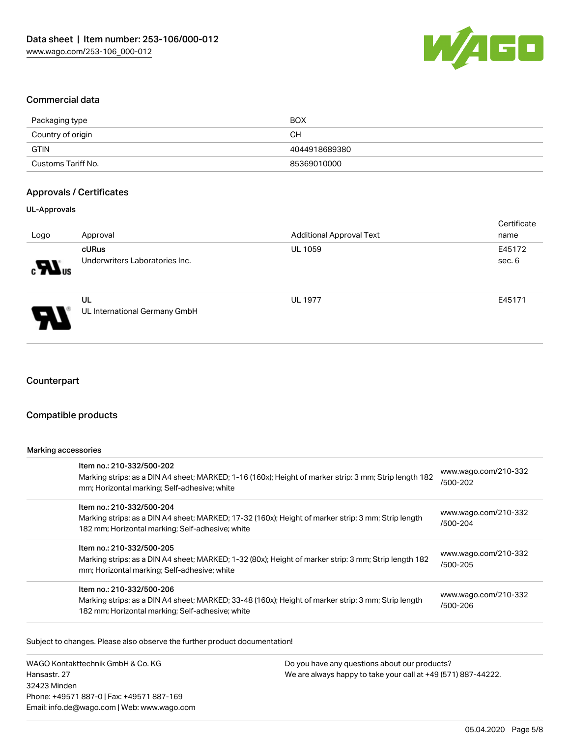## Commercial data

| Packaging type | BOX |
|---|---|
| Country of origin | CH |
| GTIN | 4044918689380 |
| Customs Tariff No. | 85369010000 |

## Approvals / Certificates

### UL-Approvals

| Logo | Approval | Additional Approval Text | Certificate name |
|---|---|---|---|
| | **cURus** Underwriters Laboratories Inc. | UL 1059 | E45172 sec. 6 |
| | **UL** UL International Germany GmbH | UL 1977 | E45171 |

## Counterpart

## Compatible products

Marking accessories

| | | |
|---|---|---|
| | Item no.: 210-332/500-202<br>Marking strips; as a DIN A4 sheet; MARKED; 1-16 (160x); Height of marker strip: 3 mm; Strip length 182 mm; Horizontal marking; Self-adhesive; white | www.wago.com/210-332/500-202 |
| | Item no.: 210-332/500-204<br>Marking strips; as a DIN A4 sheet; MARKED; 17-32 (160x); Height of marker strip: 3 mm; Strip length 182 mm; Horizontal marking; Self-adhesive; white | www.wago.com/210-332/500-204 |
| | Item no.: 210-332/500-205<br>Marking strips; as a DIN A4 sheet; MARKED; 1-32 (80x); Height of marker strip: 3 mm; Strip length 182 mm; Horizontal marking; Self-adhesive; white | www.wago.com/210-332/500-205 |
| | Item no.: 210-332/500-206<br>Marking strips; as a DIN A4 sheet; MARKED; 33-48 (160x); Height of marker strip: 3 mm; Strip length 182 mm; Horizontal marking; Self-adhesive; white | www.wago.com/210-332/500-206 |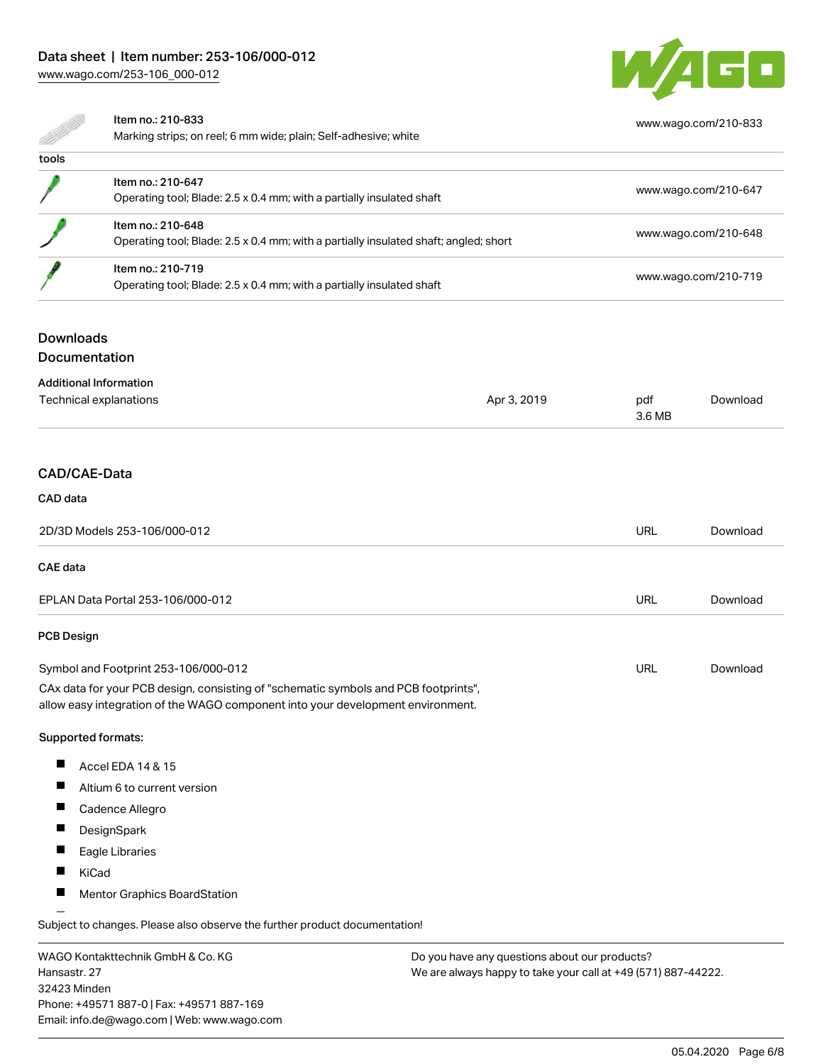| | | |
|---|---|---|
| | Item no.: 210-833<br>Marking strips; on reel; 6 mm wide; plain; Self-adhesive; white | www.wago.com/210-833 |

**tools**

| | | |
|---|---|---|
| | Item no.: 210-647<br>Operating tool; Blade: 2.5 x 0.4 mm; with a partially insulated shaft | www.wago.com/210-647 |
| | Item no.: 210-648<br>Operating tool; Blade: 2.5 x 0.4 mm; with a partially insulated shaft; angled; short | www.wago.com/210-648 |
| | Item no.: 210-719<br>Operating tool; Blade: 2.5 x 0.4 mm; with a partially insulated shaft | www.wago.com/210-719 |

## Downloads

## Documentation

**Additional Information**

| | | | |
|---|---|---|---|
| Technical explanations | Apr 3, 2019 | pdf<br>3.6 MB | Download |

## CAD/CAE-Data

**CAD data**

| | | |
|---|---|---|
| 2D/3D Models 253-106/000-012 | URL | Download |

**CAE data**

| | | |
|---|---|---|
| EPLAN Data Portal 253-106/000-012 | URL | Download |

**PCB Design**

| | | |
|---|---|---|
| Symbol and Footprint 253-106/000-012 | URL | Download |

CAx data for your PCB design, consisting of "schematic symbols and PCB footprints", allow easy integration of the WAGO component into your development environment.

**Supported formats:**

- Accel EDA 14 & 15
- Altium 6 to current version
- Cadence Allegro
- DesignSpark
- Eagle Libraries
- KiCad
- Mentor Graphics BoardStation

Subject to changes. Please also observe the further product documentation!

WAGO Kontakttechnik GmbH & Co. KG
Hansastr. 27
32423 Minden
Phone: +49571 887-0 | Fax: +49571 887-169
Email: info.de@wago.com | Web: www.wago.com

Do you have any questions about our products?
We are always happy to take your call at +49 (571) 887-44222.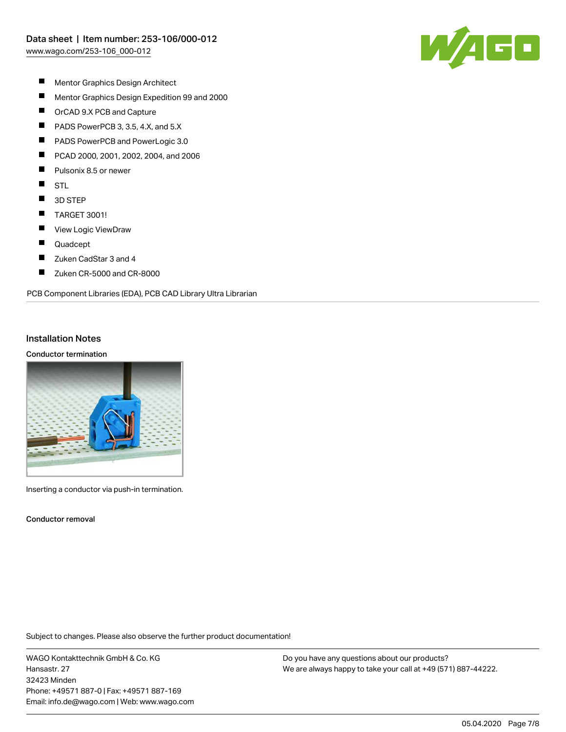- Mentor Graphics Design Architect
- Mentor Graphics Design Expedition 99 and 2000
- OrCAD 9.X PCB and Capture
- PADS PowerPCB 3, 3.5, 4.X, and 5.X
- PADS PowerPCB and PowerLogic 3.0
- PCAD 2000, 2001, 2002, 2004, and 2006
- Pulsonix 8.5 or newer
- STL
- 3D STEP
- TARGET 3001!
- View Logic ViewDraw
- Quadcept
- Zuken CadStar 3 and 4
- Zuken CR-5000 and CR-8000

PCB Component Libraries (EDA), PCB CAD Library Ultra Librarian

## Installation Notes

### Conductor termination

Inserting a conductor via push-in termination.

### Conductor removal

Subject to changes. Please also observe the further product documentation!

WAGO Kontakttechnik GmbH & Co. KG
Hansastr. 27
32423 Minden
Phone: +49571 887-0 | Fax: +49571 887-169
Email: info.de@wago.com | Web: www.wago.com

Do you have any questions about our products?
We are always happy to take your call at +49 (571) 887-44222.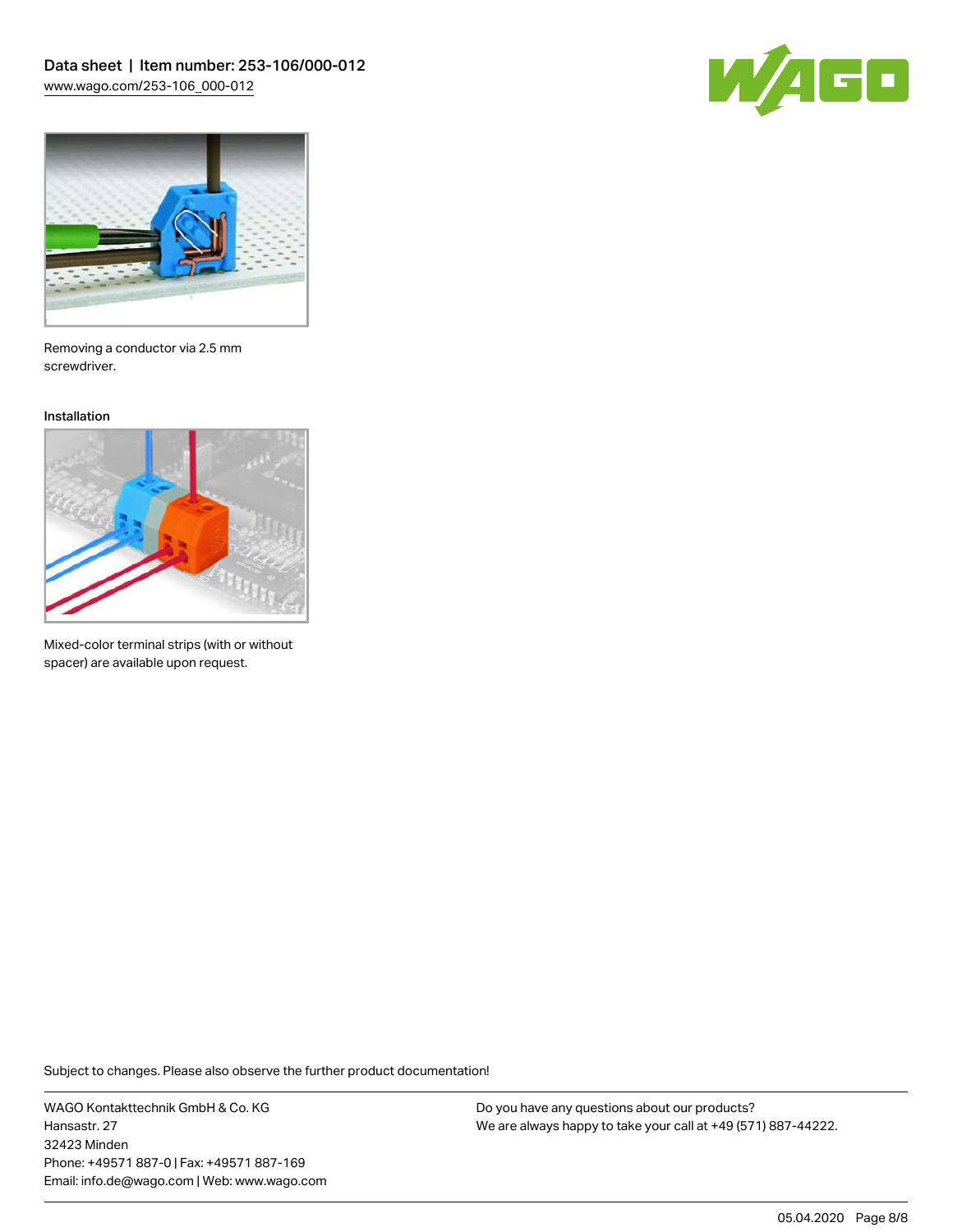Removing a conductor via 2.5 mm screwdriver.

Installation

Mixed-color terminal strips (with or without spacer) are available upon request.

Subject to changes. Please also observe the further product documentation!

WAGO Kontakttechnik GmbH & Co. KG
Hansastr. 27
32423 Minden
Phone: +49571 887-0 | Fax: +49571 887-169
Email: info.de@wago.com | Web: www.wago.com

Do you have any questions about our products?
We are always happy to take your call at +49 (571) 887-44222.